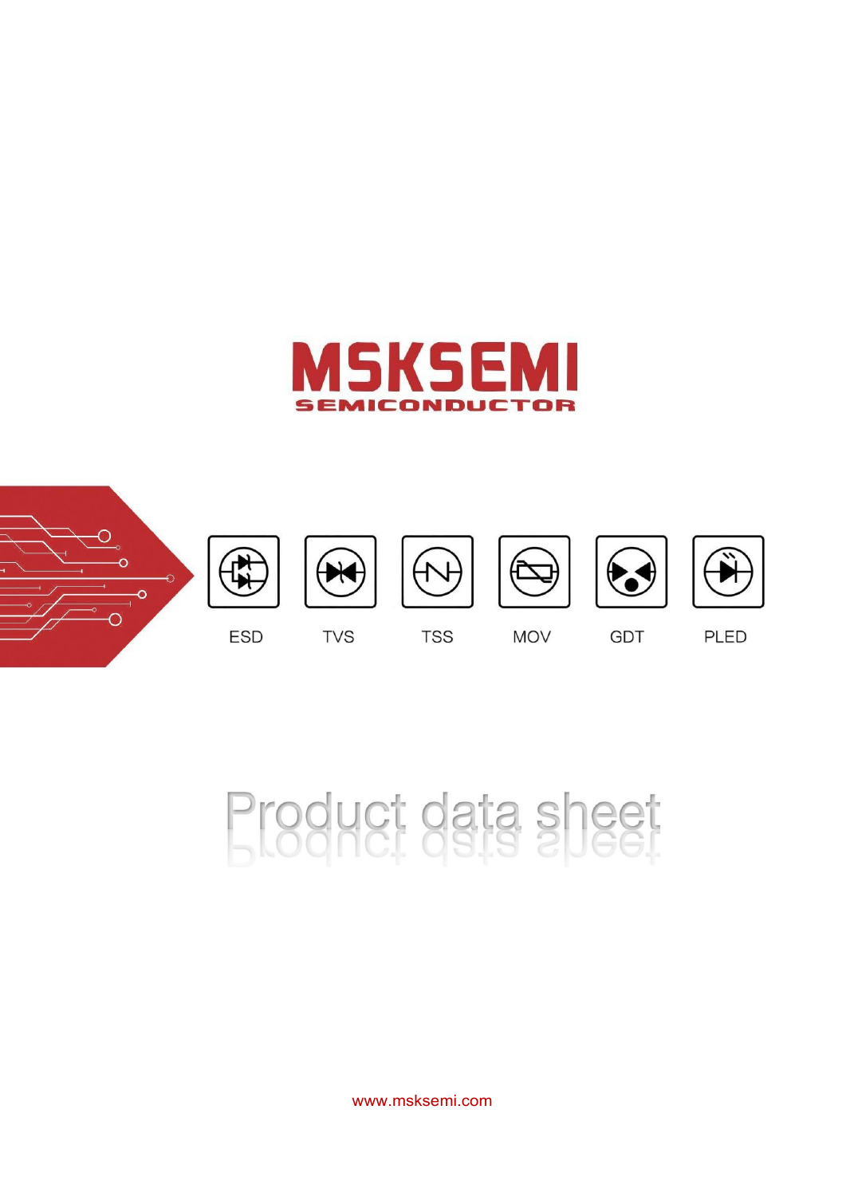# MSKSEMI

SEMICONDUCTOR

ESD TVS TSS MOV GDT PLED

# Product data sheet

www.msksemi.com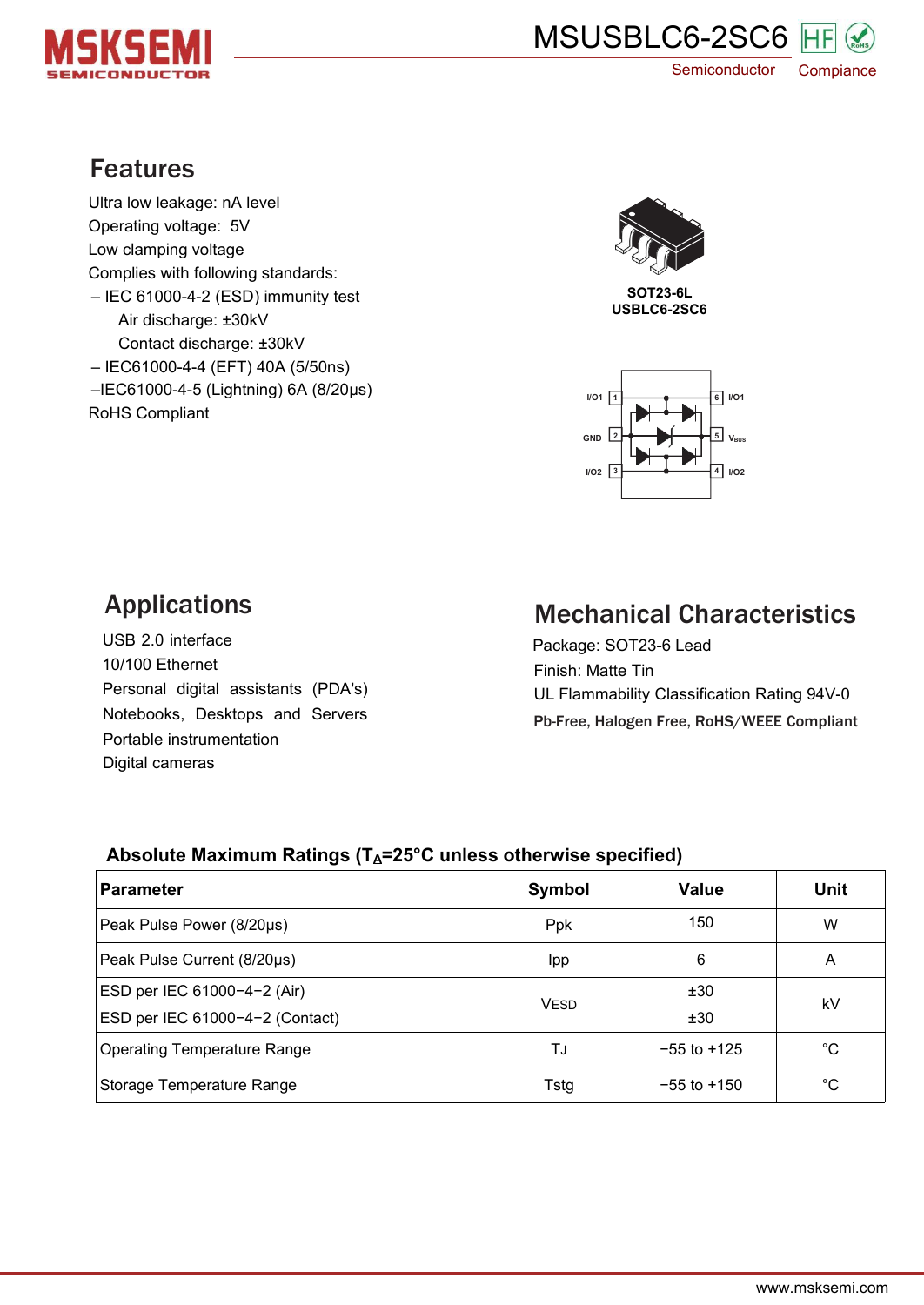# MSUSBLC6-2SC6

## Features

Ultra low leakage: nA level
Operating voltage: 5V
Low clamping voltage
Complies with following standards:
– IEC 61000-4-2 (ESD) immunity test
  Air discharge: ±30kV
  Contact discharge: ±30kV
– IEC61000-4-4 (EFT) 40A (5/50ns)
–IEC61000-4-5 (Lightning) 6A (8/20μs)
RoHS Compliant

SOT23-6L
USBLC6-2SC6

I/O1 1, GND 2, I/O2 3, I/O2 4, $V_{BUS}$ 5, I/O1 6

## Applications

USB 2.0 interface
10/100 Ethernet
Personal digital assistants (PDA's)
Notebooks, Desktops and Servers
Portable instrumentation
Digital cameras

## Mechanical Characteristics

Package: SOT23-6 Lead
Finish: Matte Tin
UL Flammability Classification Rating 94V-0
**Pb-Free, Halogen Free, RoHS/WEEE Compliant**

### Absolute Maximum Ratings ($T_A$=25°C unless otherwise specified)

| Parameter | Symbol | Value | Unit |
|---|---|---|---|
| Peak Pulse Power (8/20μs) | Ppk | 150 | W |
| Peak Pulse Current (8/20μs) | Ipp | 6 | A |
| ESD per IEC 61000−4−2 (Air)<br>ESD per IEC 61000−4−2 (Contact) | $V_{ESD}$ | ±30<br>±30 | kV |
| Operating Temperature Range | $T_J$ | −55 to +125 | °C |
| Storage Temperature Range | Tstg | −55 to +150 | °C |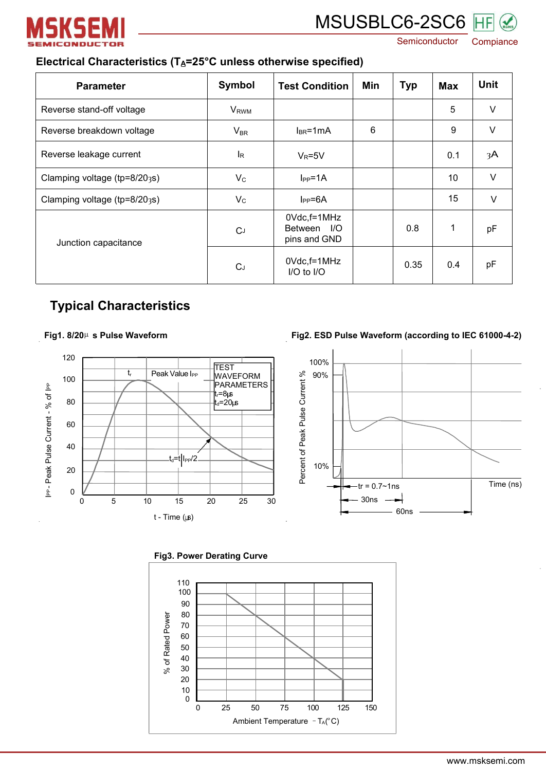## Electrical Characteristics ($T_A$=25°C unless otherwise specified)

| Parameter | Symbol | Test Condition | Min | Typ | Max | Unit |
|---|---|---|---|---|---|---|
| Reverse stand-off voltage | $V_{RWM}$ | | | | 5 | V |
| Reverse breakdown voltage | $V_{BR}$ | $I_{BR}$=1mA | 6 | | 9 | V |
| Reverse leakage current | $I_R$ | $V_R$=5V | | | 0.1 | μA |
| Clamping voltage (tp=8/20μs) | $V_C$ | $I_{PP}$=1A | | | 10 | V |
| Clamping voltage (tp=8/20μs) | $V_C$ | $I_{PP}$=6A | | | 15 | V |
| Junction capacitance | $C_J$ | 0Vdc,f=1MHz Between I/O pins and GND | | 0.8 | 1 | pF |
| | $C_J$ | 0Vdc,f=1MHz I/O to I/O | | 0.35 | 0.4 | pF |

## Typical Characteristics

Fig1. 8/20μs Pulse Waveform

Fig2. ESD Pulse Waveform (according to IEC 61000-4-2)

Fig3. Power Derating Curve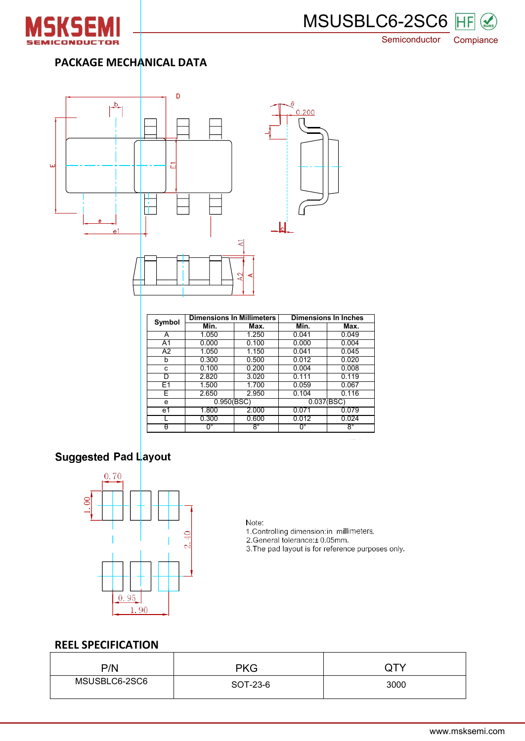## PACKAGE MECHANICAL DATA

| Symbol | Dimensions In Millimeters | | Dimensions In Inches | |
|---|---|---|---|---|
| | Min. | Max. | Min. | Max. |
| A | 1.050 | 1.250 | 0.041 | 0.049 |
| A1 | 0.000 | 0.100 | 0.000 | 0.004 |
| A2 | 1.050 | 1.150 | 0.041 | 0.045 |
| b | 0.300 | 0.500 | 0.012 | 0.020 |
| c | 0.100 | 0.200 | 0.004 | 0.008 |
| D | 2.820 | 3.020 | 0.111 | 0.119 |
| E1 | 1.500 | 1.700 | 0.059 | 0.067 |
| E | 2.650 | 2.950 | 0.104 | 0.116 |
| e | 0.950(BSC) | | 0.037(BSC) | |
| e1 | 1.800 | 2.000 | 0.071 | 0.079 |
| L | 0.300 | 0.600 | 0.012 | 0.024 |
| θ | 0° | 8° | 0° | 8° |

## Suggested Pad Layout

Note:
1. Controlling dimension:in millimeters.
2. General tolerance:± 0.05mm.
3. The pad layout is for reference purposes only.

## REEL SPECIFICATION

| P/N | PKG | QTY |
|---|---|---|
| MSUSBLC6-2SC6 | SOT-23-6 | 3000 |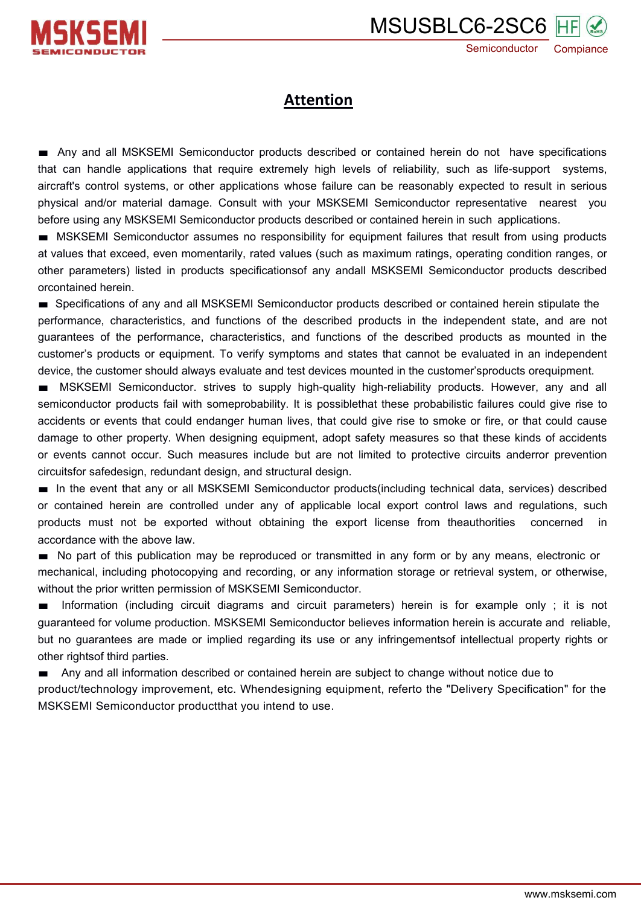# Attention

- Any and all MSKSEMI Semiconductor products described or contained herein do not have specifications that can handle applications that require extremely high levels of reliability, such as life-support systems, aircraft's control systems, or other applications whose failure can be reasonably expected to result in serious physical and/or material damage. Consult with your MSKSEMI Semiconductor representative nearest you before using any MSKSEMI Semiconductor products described or contained herein in such applications.
- MSKSEMI Semiconductor assumes no responsibility for equipment failures that result from using products at values that exceed, even momentarily, rated values (such as maximum ratings, operating condition ranges, or other parameters) listed in products specificationsof any andall MSKSEMI Semiconductor products described orcontained herein.
- Specifications of any and all MSKSEMI Semiconductor products described or contained herein stipulate the performance, characteristics, and functions of the described products in the independent state, and are not guarantees of the performance, characteristics, and functions of the described products as mounted in the customer's products or equipment. To verify symptoms and states that cannot be evaluated in an independent device, the customer should always evaluate and test devices mounted in the customer'sproducts orequipment.
- MSKSEMI Semiconductor. strives to supply high-quality high-reliability products. However, any and all semiconductor products fail with someprobability. It is possiblethat these probabilistic failures could give rise to accidents or events that could endanger human lives, that could give rise to smoke or fire, or that could cause damage to other property. When designing equipment, adopt safety measures so that these kinds of accidents or events cannot occur. Such measures include but are not limited to protective circuits anderror prevention circuitsfor safedesign, redundant design, and structural design.
- In the event that any or all MSKSEMI Semiconductor products(including technical data, services) described or contained herein are controlled under any of applicable local export control laws and regulations, such products must not be exported without obtaining the export license from theauthorities concerned in accordance with the above law.
- No part of this publication may be reproduced or transmitted in any form or by any means, electronic or mechanical, including photocopying and recording, or any information storage or retrieval system, or otherwise, without the prior written permission of MSKSEMI Semiconductor.
- Information (including circuit diagrams and circuit parameters) herein is for example only ; it is not guaranteed for volume production. MSKSEMI Semiconductor believes information herein is accurate and reliable, but no guarantees are made or implied regarding its use or any infringementsof intellectual property rights or other rightsof third parties.
- Any and all information described or contained herein are subject to change without notice due to product/technology improvement, etc. Whendesigning equipment, referto the "Delivery Specification" for the MSKSEMI Semiconductor productthat you intend to use.